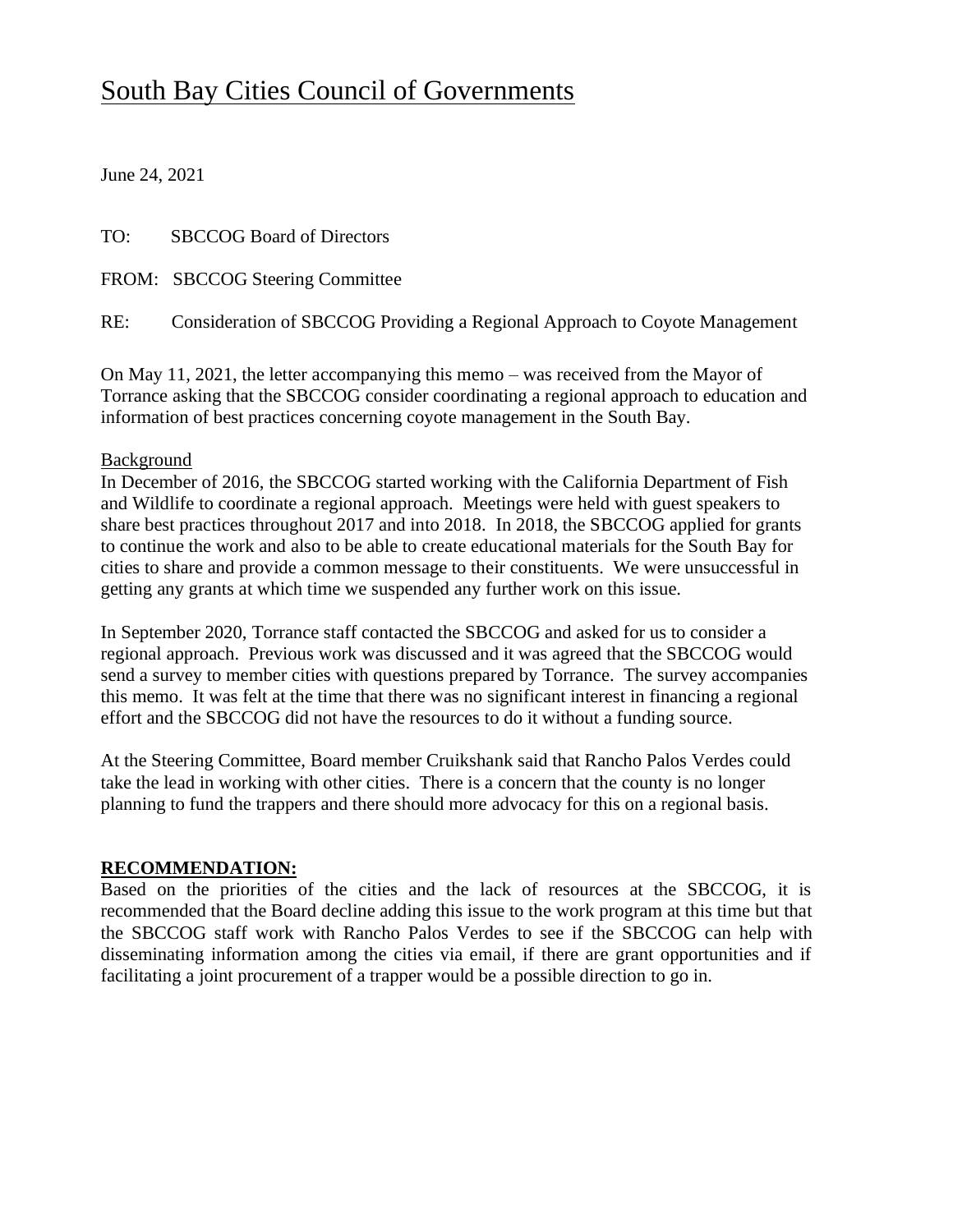# South Bay Cities Council of Governments

June 24, 2021

TO: SBCCOG Board of Directors

FROM: SBCCOG Steering Committee

RE: Consideration of SBCCOG Providing a Regional Approach to Coyote Management

On May 11, 2021, the letter accompanying this memo – was received from the Mayor of Torrance asking that the SBCCOG consider coordinating a regional approach to education and information of best practices concerning coyote management in the South Bay.

Background

In December of 2016, the SBCCOG started working with the California Department of Fish and Wildlife to coordinate a regional approach. Meetings were held with guest speakers to share best practices throughout 2017 and into 2018. In 2018, the SBCCOG applied for grants to continue the work and also to be able to create educational materials for the South Bay for cities to share and provide a common message to their constituents. We were unsuccessful in getting any grants at which time we suspended any further work on this issue.

In September 2020, Torrance staff contacted the SBCCOG and asked for us to consider a regional approach. Previous work was discussed and it was agreed that the SBCCOG would send a survey to member cities with questions prepared by Torrance. The survey accompanies this memo. It was felt at the time that there was no significant interest in financing a regional effort and the SBCCOG did not have the resources to do it without a funding source.

At the Steering Committee, Board member Cruikshank said that Rancho Palos Verdes could take the lead in working with other cities. There is a concern that the county is no longer planning to fund the trappers and there should more advocacy for this on a regional basis.

**RECOMMENDATION:**

Based on the priorities of the cities and the lack of resources at the SBCCOG, it is recommended that the Board decline adding this issue to the work program at this time but that the SBCCOG staff work with Rancho Palos Verdes to see if the SBCCOG can help with disseminating information among the cities via email, if there are grant opportunities and if facilitating a joint procurement of a trapper would be a possible direction to go in.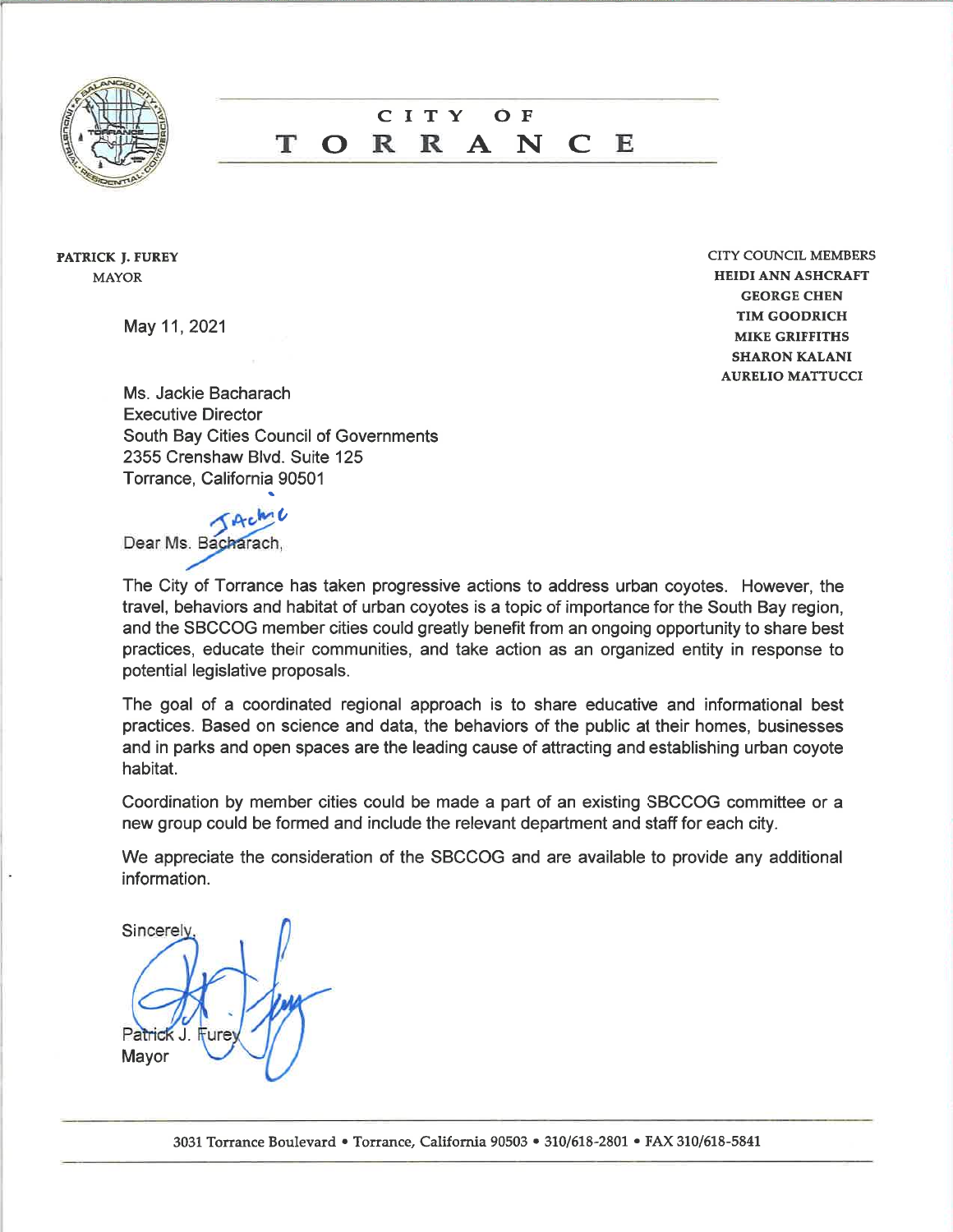# CITY OF TORRANCE

**PATRICK J. FUREY**
MAYOR

CITY COUNCIL MEMBERS
**HEIDI ANN ASHCRAFT**
**GEORGE CHEN**
**TIM GOODRICH**
**MIKE GRIFFITHS**
**SHARON KALANI**
**AURELIO MATTUCCI**

May 11, 2021

Ms. Jackie Bacharach
Executive Director
South Bay Cities Council of Governments
2355 Crenshaw Blvd. Suite 125
Torrance, California 90501

Dear Ms. Bacharach,

The City of Torrance has taken progressive actions to address urban coyotes. However, the travel, behaviors and habitat of urban coyotes is a topic of importance for the South Bay region, and the SBCCOG member cities could greatly benefit from an ongoing opportunity to share best practices, educate their communities, and take action as an organized entity in response to potential legislative proposals.

The goal of a coordinated regional approach is to share educative and informational best practices. Based on science and data, the behaviors of the public at their homes, businesses and in parks and open spaces are the leading cause of attracting and establishing urban coyote habitat.

Coordination by member cities could be made a part of an existing SBCCOG committee or a new group could be formed and include the relevant department and staff for each city.

We appreciate the consideration of the SBCCOG and are available to provide any additional information.

Sincerely,

Patrick J. Furey
Mayor

3031 Torrance Boulevard • Torrance, California 90503 • 310/618-2801 • FAX 310/618-5841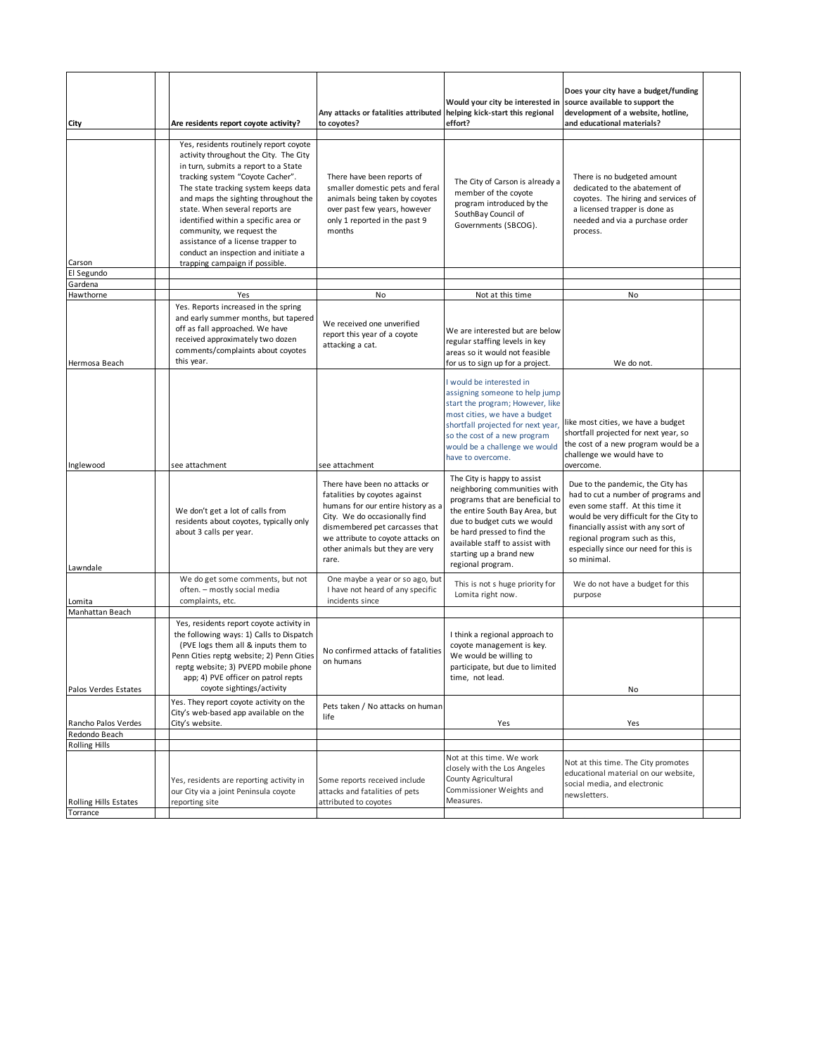| City | | Are residents report coyote activity? | Any attacks or fatalities attributed to coyotes? | Would your city be interested in helping kick-start this regional effort? | Does your city have a budget/funding source available to support the development of a website, hotline, and educational materials? | |
|---|---|---|---|---|---|---|
| Carson | | Yes, residents routinely report coyote activity throughout the City. The City in turn, submits a report to a State tracking system "Coyote Cacher". The state tracking system keeps data and maps the sighting throughout the state. When several reports are identified within a specific area or community, we request the assistance of a license trapper to conduct an inspection and initiate a trapping campaign if possible. | There have been reports of smaller domestic pets and feral animals being taken by coyotes over past few years, however only 1 reported in the past 9 months | The City of Carson is already a member of the coyote program introduced by the SouthBay Council of Governments (SBCOG). | There is no budgeted amount dedicated to the abatement of coyotes. The hiring and services of a licensed trapper is done as needed and via a purchase order process. | |
| El Segundo | | | | | | |
| Gardena | | | | | | |
| Hawthorne | | Yes | No | Not at this time | No | |
| Hermosa Beach | | Yes. Reports increased in the spring and early summer months, but tapered off as fall approached. We have received approximately two dozen comments/complaints about coyotes this year. | We received one unverified report this year of a coyote attacking a cat. | We are interested but are below regular staffing levels in key areas so it would not feasible for us to sign up for a project. | We do not. | |
| Inglewood | | see attachment | see attachment | I would be interested in assigning someone to help jump start the program; However, like most cities, we have a budget shortfall projected for next year, so the cost of a new program would be a challenge we would have to overcome. | like most cities, we have a budget shortfall projected for next year, so the cost of a new program would be a challenge we would have to overcome. | |
| Lawndale | | We don't get a lot of calls from residents about coyotes, typically only about 3 calls per year. | There have been no attacks or fatalities by coyotes against humans for our entire history as a City. We do occasionally find dismembered pet carcasses that we attribute to coyote attacks on other animals but they are very rare. | The City is happy to assist neighboring communities with programs that are beneficial to the entire South Bay Area, but due to budget cuts we would be hard pressed to find the available staff to assist with starting up a brand new regional program. | Due to the pandemic, the City has had to cut a number of programs and even some staff. At this time it would be very difficult for the City to financially assist with any sort of regional program such as this, especially since our need for this is so minimal. | |
| Lomita | | We do get some comments, but not often. – mostly social media complaints, etc. | One maybe a year or so ago, but I have not heard of any specific incidents since | This is not s huge priority for Lomita right now. | We do not have a budget for this purpose | |
| Manhattan Beach | | | | | | |
| Palos Verdes Estates | | Yes, residents report coyote activity in the following ways: 1) Calls to Dispatch (PVE logs them all & inputs them to Penn Cities reptg website; 2) Penn Cities reptg website; 3) PVEPD mobile phone app; 4) PVE officer on patrol repts coyote sightings/activity | No confirmed attacks of fatalities on humans | I think a regional approach to coyote management is key. We would be willing to participate, but due to limited time, not lead. | No | |
| Rancho Palos Verdes | | Yes. They report coyote activity on the City's web-based app available on the City's website. | Pets taken / No attacks on human life | Yes | Yes | |
| Redondo Beach | | | | | | |
| Rolling Hills | | | | | | |
| Rolling Hills Estates | | Yes, residents are reporting activity in our City via a joint Peninsula coyote reporting site | Some reports received include attacks and fatalities of pets attributed to coyotes | Not at this time. We work closely with the Los Angeles County Agricultural Commissioner Weights and Measures. | Not at this time. The City promotes educational material on our website, social media, and electronic newsletters. | |
| Torrance | | | | | | |